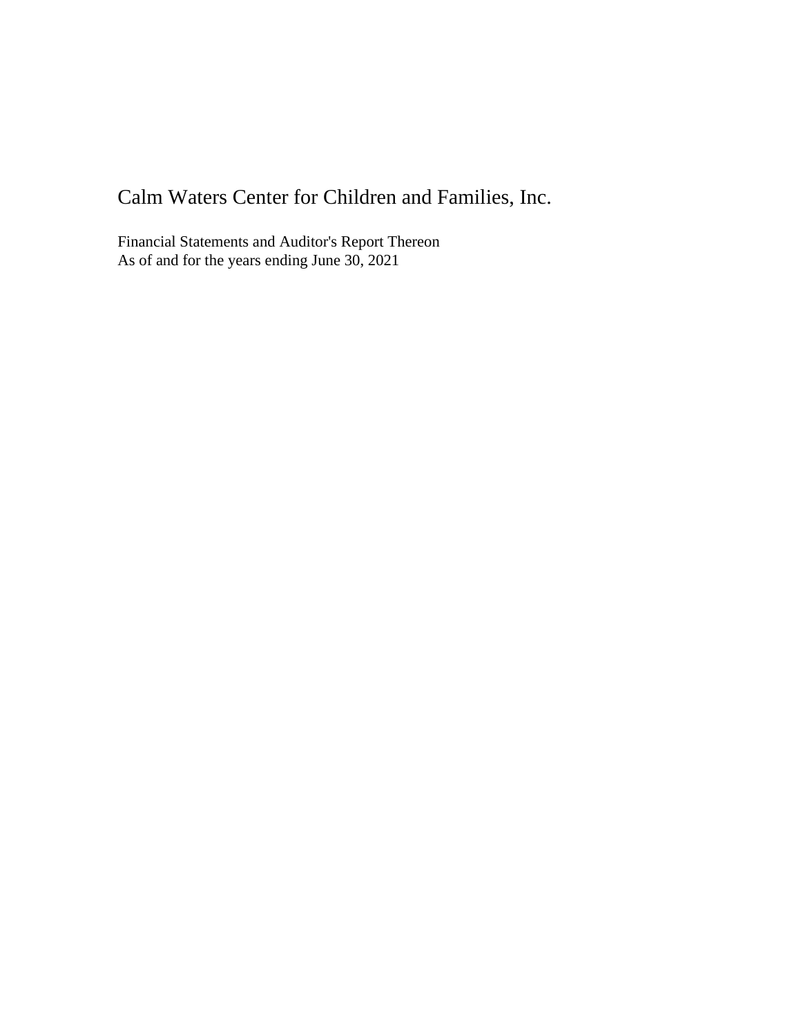# Calm Waters Center for Children and Families, Inc.

Financial Statements and Auditor's Report Thereon
As of and for the years ending June 30, 2021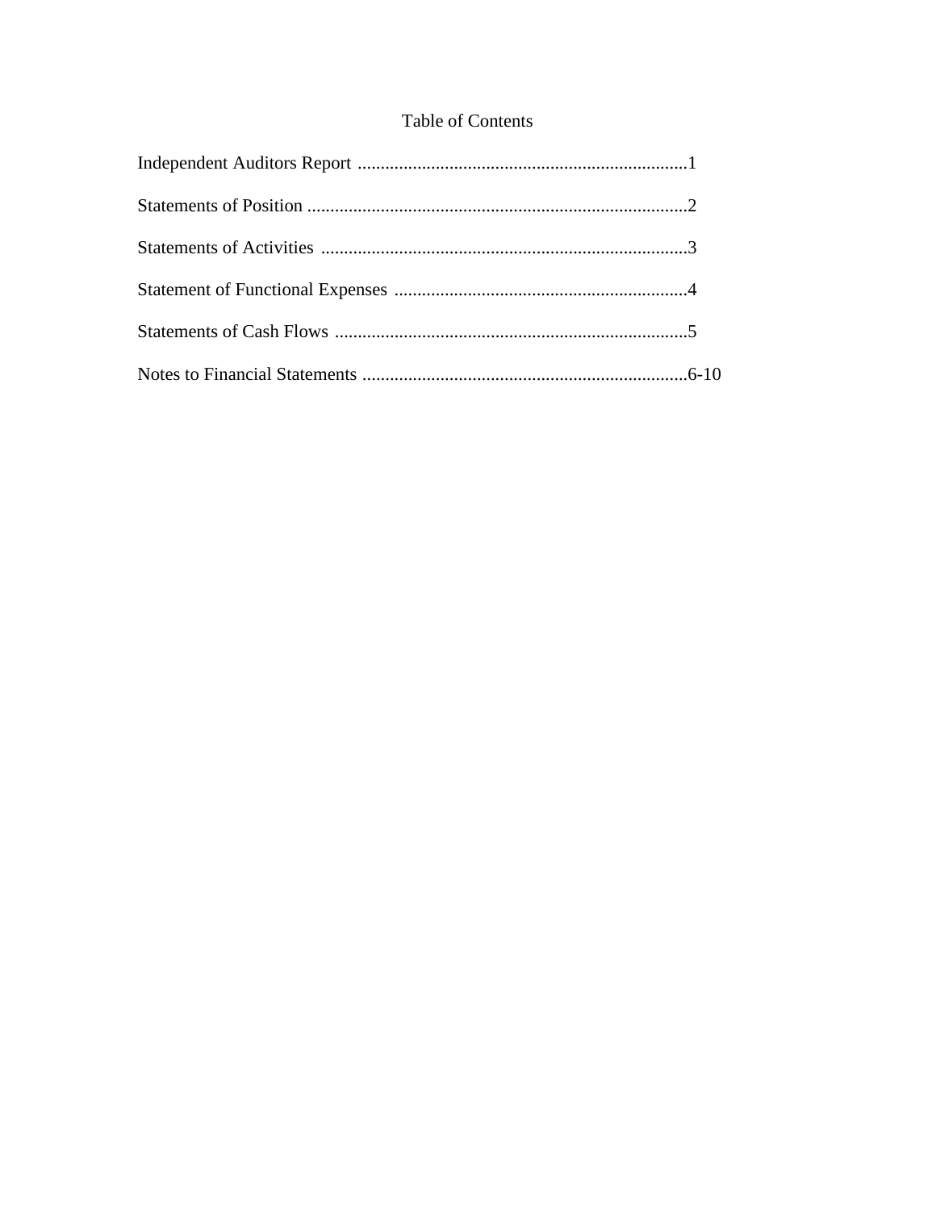# Table of Contents

Independent Auditors Report ........................................................................1

Statements of Position ...................................................................................2

Statements of Activities ................................................................................3

Statement of Functional Expenses ................................................................4

Statements of Cash Flows .............................................................................5

Notes to Financial Statements .......................................................................6-10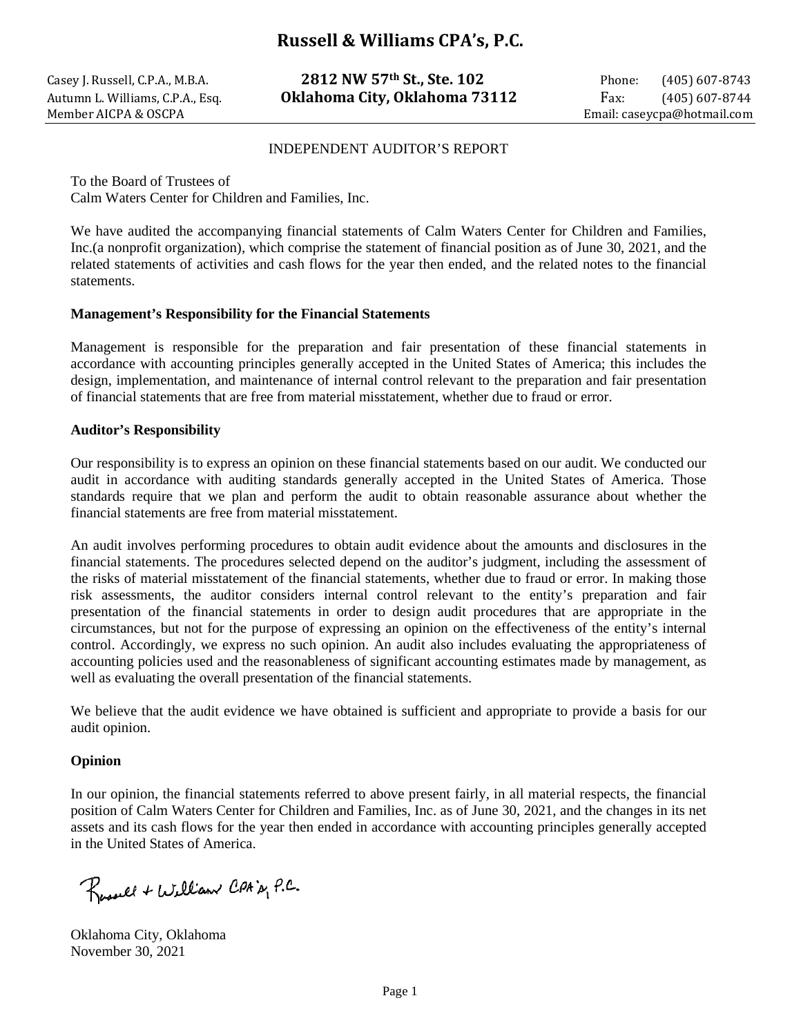# Russell & Williams CPA's, P.C.

Casey J. Russell, C.P.A., M.B.A.
Autumn L. Williams, C.P.A., Esq.
Member AICPA & OSCPA

**2812 NW 57th St., Ste. 102**
**Oklahoma City, Oklahoma 73112**

Phone: (405) 607-8743
Fax: (405) 607-8744
Email: caseycpa@hotmail.com

INDEPENDENT AUDITOR'S REPORT

To the Board of Trustees of
Calm Waters Center for Children and Families, Inc.

We have audited the accompanying financial statements of Calm Waters Center for Children and Families, Inc.(a nonprofit organization), which comprise the statement of financial position as of June 30, 2021, and the related statements of activities and cash flows for the year then ended, and the related notes to the financial statements.

**Management's Responsibility for the Financial Statements**

Management is responsible for the preparation and fair presentation of these financial statements in accordance with accounting principles generally accepted in the United States of America; this includes the design, implementation, and maintenance of internal control relevant to the preparation and fair presentation of financial statements that are free from material misstatement, whether due to fraud or error.

**Auditor's Responsibility**

Our responsibility is to express an opinion on these financial statements based on our audit. We conducted our audit in accordance with auditing standards generally accepted in the United States of America. Those standards require that we plan and perform the audit to obtain reasonable assurance about whether the financial statements are free from material misstatement.

An audit involves performing procedures to obtain audit evidence about the amounts and disclosures in the financial statements. The procedures selected depend on the auditor's judgment, including the assessment of the risks of material misstatement of the financial statements, whether due to fraud or error. In making those risk assessments, the auditor considers internal control relevant to the entity's preparation and fair presentation of the financial statements in order to design audit procedures that are appropriate in the circumstances, but not for the purpose of expressing an opinion on the effectiveness of the entity's internal control. Accordingly, we express no such opinion. An audit also includes evaluating the appropriateness of accounting policies used and the reasonableness of significant accounting estimates made by management, as well as evaluating the overall presentation of the financial statements.

We believe that the audit evidence we have obtained is sufficient and appropriate to provide a basis for our audit opinion.

**Opinion**

In our opinion, the financial statements referred to above present fairly, in all material respects, the financial position of Calm Waters Center for Children and Families, Inc. as of June 30, 2021, and the changes in its net assets and its cash flows for the year then ended in accordance with accounting principles generally accepted in the United States of America.

Russell + Williams CPA's, P.C.

Oklahoma City, Oklahoma
November 30, 2021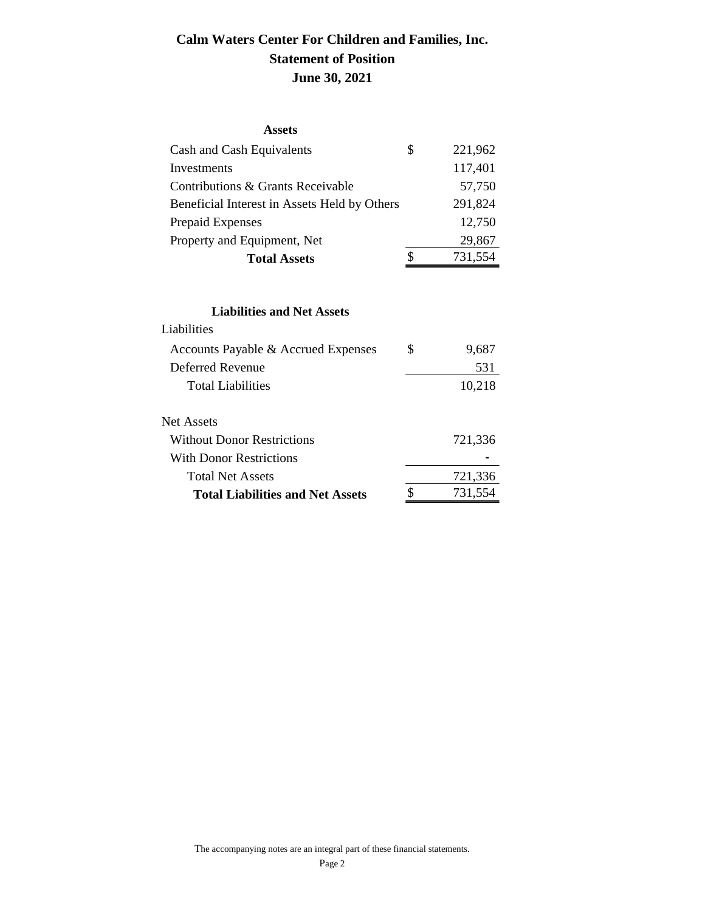# Calm Waters Center For Children and Families, Inc.

## Statement of Position

### June 30, 2021

| **Assets** | | |
|---|---|---|
| Cash and Cash Equivalents | $ | 221,962 |
| Investments | | 117,401 |
| Contributions & Grants Receivable | | 57,750 |
| Beneficial Interest in Assets Held by Others | | 291,824 |
| Prepaid Expenses | | 12,750 |
| Property and Equipment, Net | | 29,867 |
| **Total Assets** | $ | 731,554 |

| **Liabilities and Net Assets** | | |
|---|---|---|
| Liabilities | | |
| Accounts Payable & Accrued Expenses | $ | 9,687 |
| Deferred Revenue | | 531 |
| Total Liabilities | | 10,218 |
| | | |
| Net Assets | | |
| Without Donor Restrictions | | 721,336 |
| With Donor Restrictions | | - |
| Total Net Assets | | 721,336 |
| **Total Liabilities and Net Assets** | $ | 731,554 |

The accompanying notes are an integral part of these financial statements.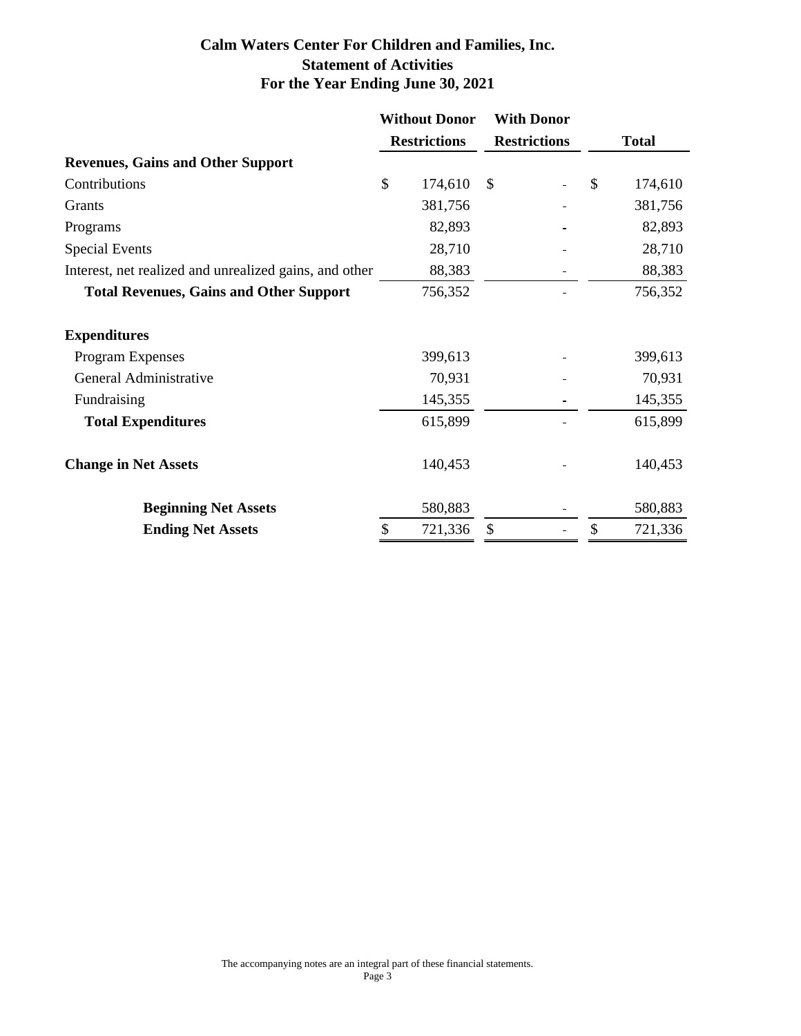# Calm Waters Center For Children and Families, Inc.
## Statement of Activities
## For the Year Ending June 30, 2021

| | Without Donor Restrictions | With Donor Restrictions | Total |
|---|---|---|---|
| **Revenues, Gains and Other Support** | | | |
| Contributions | $ 174,610 | $ - | $ 174,610 |
| Grants | 381,756 | - | 381,756 |
| Programs | 82,893 | - | 82,893 |
| Special Events | 28,710 | - | 28,710 |
| Interest, net realized and unrealized gains, and other | 88,383 | - | 88,383 |
| **Total Revenues, Gains and Other Support** | 756,352 | - | 756,352 |
| **Expenditures** | | | |
| Program Expenses | 399,613 | - | 399,613 |
| General Administrative | 70,931 | - | 70,931 |
| Fundraising | 145,355 | - | 145,355 |
| **Total Expenditures** | 615,899 | - | 615,899 |
| **Change in Net Assets** | 140,453 | - | 140,453 |
| **Beginning Net Assets** | 580,883 | - | 580,883 |
| **Ending Net Assets** | $ 721,336 | $ - | $ 721,336 |

The accompanying notes are an integral part of these financial statements.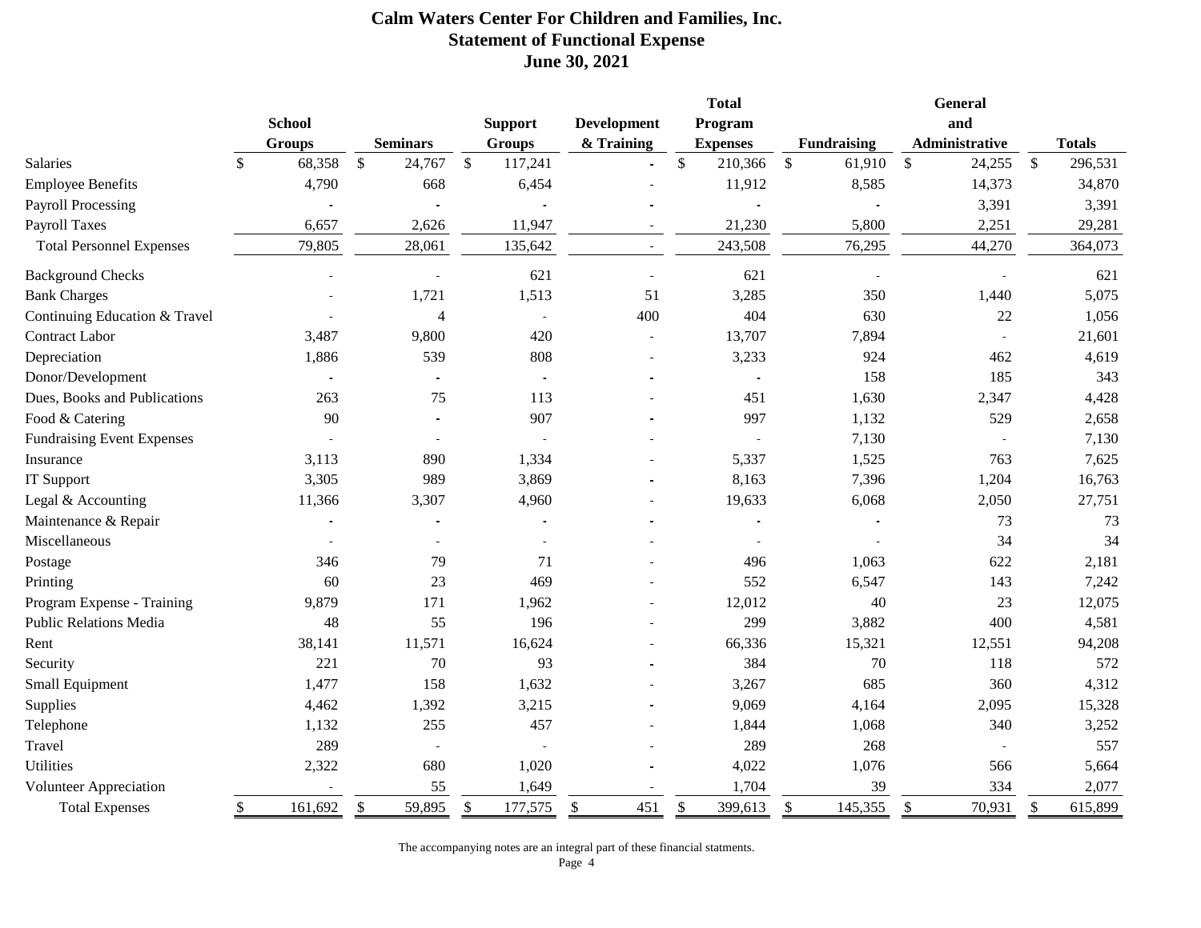# Calm Waters Center For Children and Families, Inc.
## Statement of Functional Expense
### June 30, 2021

| | School Groups | Seminars | Support Groups | Development & Training | Total Program Expenses | Fundraising | General and Administrative | Totals |
|---|---|---|---|---|---|---|---|---|
| Salaries | $ 68,358 | $ 24,767 | $ 117,241 | - | $ 210,366 | $ 61,910 | $ 24,255 | $ 296,531 |
| Employee Benefits | 4,790 | 668 | 6,454 | - | 11,912 | 8,585 | 14,373 | 34,870 |
| Payroll Processing | - | - | - | - | - | - | 3,391 | 3,391 |
| Payroll Taxes | 6,657 | 2,626 | 11,947 | - | 21,230 | 5,800 | 2,251 | 29,281 |
| Total Personnel Expenses | 79,805 | 28,061 | 135,642 | - | 243,508 | 76,295 | 44,270 | 364,073 |
| Background Checks | - | - | 621 | - | 621 | - | - | 621 |
| Bank Charges | - | 1,721 | 1,513 | 51 | 3,285 | 350 | 1,440 | 5,075 |
| Continuing Education & Travel | - | 4 | - | 400 | 404 | 630 | 22 | 1,056 |
| Contract Labor | 3,487 | 9,800 | 420 | - | 13,707 | 7,894 | - | 21,601 |
| Depreciation | 1,886 | 539 | 808 | - | 3,233 | 924 | 462 | 4,619 |
| Donor/Development | - | - | - | - | - | 158 | 185 | 343 |
| Dues, Books and Publications | 263 | 75 | 113 | - | 451 | 1,630 | 2,347 | 4,428 |
| Food & Catering | 90 | - | 907 | - | 997 | 1,132 | 529 | 2,658 |
| Fundraising Event Expenses | - | - | - | - | - | 7,130 | - | 7,130 |
| Insurance | 3,113 | 890 | 1,334 | - | 5,337 | 1,525 | 763 | 7,625 |
| IT Support | 3,305 | 989 | 3,869 | - | 8,163 | 7,396 | 1,204 | 16,763 |
| Legal & Accounting | 11,366 | 3,307 | 4,960 | - | 19,633 | 6,068 | 2,050 | 27,751 |
| Maintenance & Repair | - | - | - | - | - | - | 73 | 73 |
| Miscellaneous | - | - | - | - | - | - | 34 | 34 |
| Postage | 346 | 79 | 71 | - | 496 | 1,063 | 622 | 2,181 |
| Printing | 60 | 23 | 469 | - | 552 | 6,547 | 143 | 7,242 |
| Program Expense - Training | 9,879 | 171 | 1,962 | - | 12,012 | 40 | 23 | 12,075 |
| Public Relations Media | 48 | 55 | 196 | - | 299 | 3,882 | 400 | 4,581 |
| Rent | 38,141 | 11,571 | 16,624 | - | 66,336 | 15,321 | 12,551 | 94,208 |
| Security | 221 | 70 | 93 | - | 384 | 70 | 118 | 572 |
| Small Equipment | 1,477 | 158 | 1,632 | - | 3,267 | 685 | 360 | 4,312 |
| Supplies | 4,462 | 1,392 | 3,215 | - | 9,069 | 4,164 | 2,095 | 15,328 |
| Telephone | 1,132 | 255 | 457 | - | 1,844 | 1,068 | 340 | 3,252 |
| Travel | 289 | - | - | - | 289 | 268 | - | 557 |
| Utilities | 2,322 | 680 | 1,020 | - | 4,022 | 1,076 | 566 | 5,664 |
| Volunteer Appreciation | - | 55 | 1,649 | - | 1,704 | 39 | 334 | 2,077 |
| Total Expenses | $ 161,692 | $ 59,895 | $ 177,575 | $ 451 | $ 399,613 | $ 145,355 | $ 70,931 | $ 615,899 |

The accompanying notes are an integral part of these financial statments.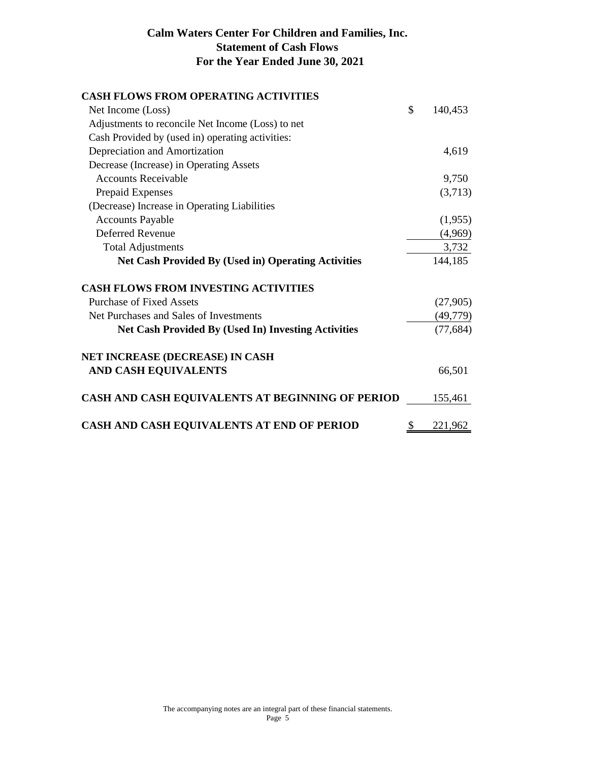# Calm Waters Center For Children and Families, Inc.
## Statement of Cash Flows
## For the Year Ended June 30, 2021

| | |
|---|---|
| **CASH FLOWS FROM OPERATING ACTIVITIES** | |
| Net Income (Loss) | $ 140,453 |
| Adjustments to reconcile Net Income (Loss) to net | |
| Cash Provided by (used in) operating activities: | |
| Depreciation and Amortization | 4,619 |
| Decrease (Increase) in Operating Assets | |
| Accounts Receivable | 9,750 |
| Prepaid Expenses | (3,713) |
| (Decrease) Increase in Operating Liabilities | |
| Accounts Payable | (1,955) |
| Deferred Revenue | (4,969) |
| Total Adjustments | 3,732 |
| **Net Cash Provided By (Used in) Operating Activities** | 144,185 |
| | |
| **CASH FLOWS FROM INVESTING ACTIVITIES** | |
| Purchase of Fixed Assets | (27,905) |
| Net Purchases and Sales of Investments | (49,779) |
| **Net Cash Provided By (Used In) Investing Activities** | (77,684) |
| | |
| **NET INCREASE (DECREASE) IN CASH AND CASH EQUIVALENTS** | 66,501 |
| | |
| **CASH AND CASH EQUIVALENTS AT BEGINNING OF PERIOD** | 155,461 |
| | |
| **CASH AND CASH EQUIVALENTS AT END OF PERIOD** | $ 221,962 |

The accompanying notes are an integral part of these financial statements.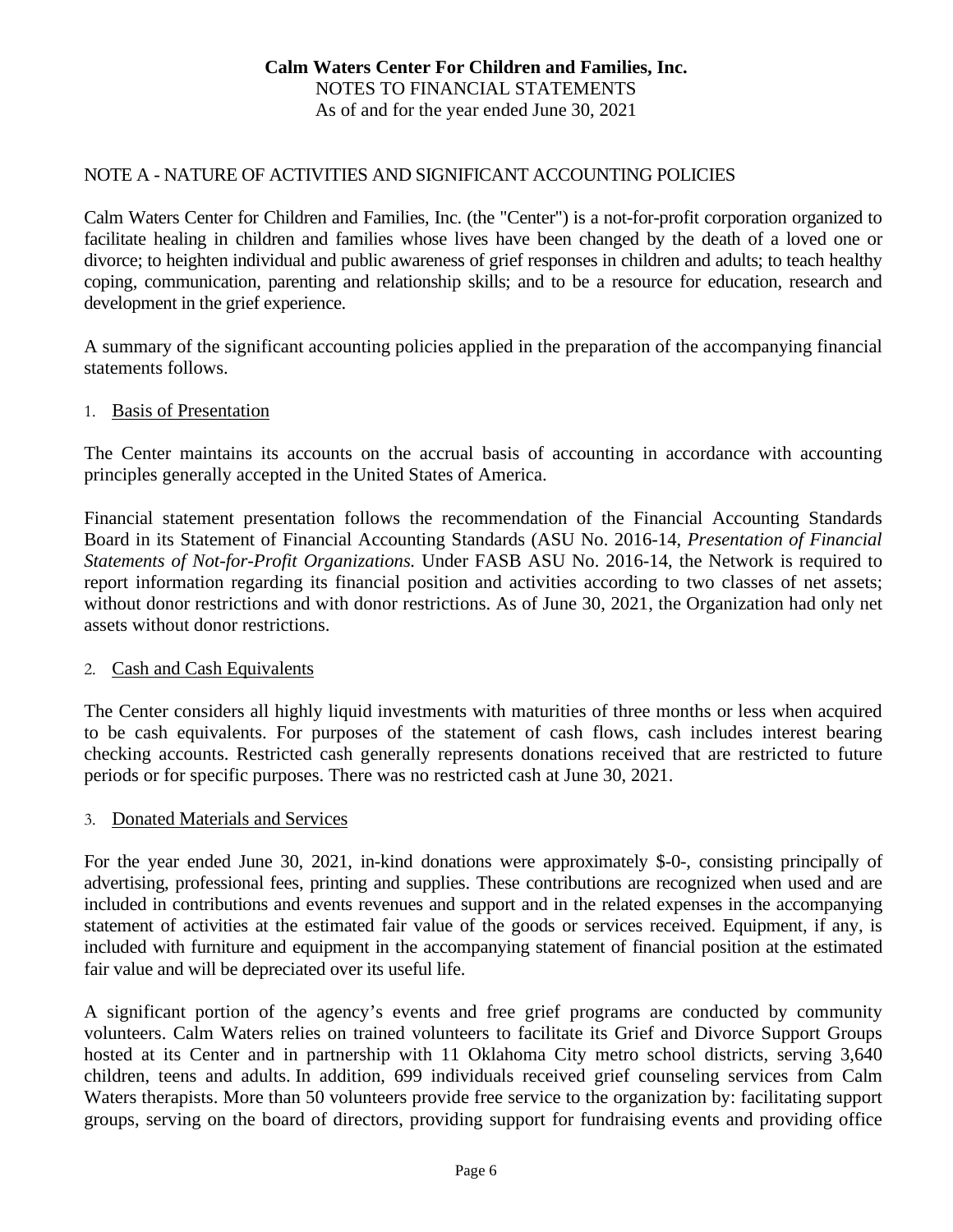**Calm Waters Center For Children and Families, Inc.**
NOTES TO FINANCIAL STATEMENTS
As of and for the year ended June 30, 2021

NOTE A - NATURE OF ACTIVITIES AND SIGNIFICANT ACCOUNTING POLICIES

Calm Waters Center for Children and Families, Inc. (the "Center") is a not-for-profit corporation organized to facilitate healing in children and families whose lives have been changed by the death of a loved one or divorce; to heighten individual and public awareness of grief responses in children and adults; to teach healthy coping, communication, parenting and relationship skills; and to be a resource for education, research and development in the grief experience.

A summary of the significant accounting policies applied in the preparation of the accompanying financial statements follows.

1. Basis of Presentation

The Center maintains its accounts on the accrual basis of accounting in accordance with accounting principles generally accepted in the United States of America.

Financial statement presentation follows the recommendation of the Financial Accounting Standards Board in its Statement of Financial Accounting Standards (ASU No. 2016-14, *Presentation of Financial Statements of Not-for-Profit Organizations.* Under FASB ASU No. 2016-14, the Network is required to report information regarding its financial position and activities according to two classes of net assets; without donor restrictions and with donor restrictions. As of June 30, 2021, the Organization had only net assets without donor restrictions.

2. Cash and Cash Equivalents

The Center considers all highly liquid investments with maturities of three months or less when acquired to be cash equivalents. For purposes of the statement of cash flows, cash includes interest bearing checking accounts. Restricted cash generally represents donations received that are restricted to future periods or for specific purposes. There was no restricted cash at June 30, 2021.

3. Donated Materials and Services

For the year ended June 30, 2021, in-kind donations were approximately $-0-, consisting principally of advertising, professional fees, printing and supplies. These contributions are recognized when used and are included in contributions and events revenues and support and in the related expenses in the accompanying statement of activities at the estimated fair value of the goods or services received. Equipment, if any, is included with furniture and equipment in the accompanying statement of financial position at the estimated fair value and will be depreciated over its useful life.

A significant portion of the agency's events and free grief programs are conducted by community volunteers. Calm Waters relies on trained volunteers to facilitate its Grief and Divorce Support Groups hosted at its Center and in partnership with 11 Oklahoma City metro school districts, serving 3,640 children, teens and adults. In addition, 699 individuals received grief counseling services from Calm Waters therapists. More than 50 volunteers provide free service to the organization by: facilitating support groups, serving on the board of directors, providing support for fundraising events and providing office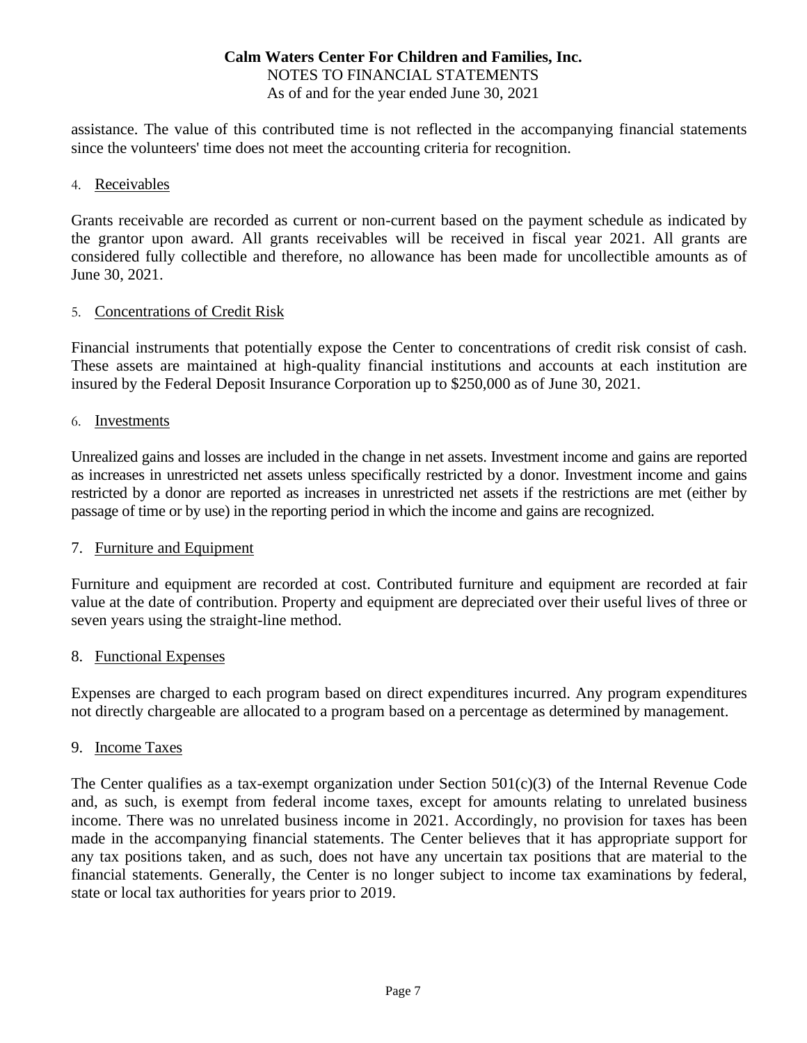assistance. The value of this contributed time is not reflected in the accompanying financial statements since the volunteers' time does not meet the accounting criteria for recognition.

4. Receivables

Grants receivable are recorded as current or non-current based on the payment schedule as indicated by the grantor upon award. All grants receivables will be received in fiscal year 2021. All grants are considered fully collectible and therefore, no allowance has been made for uncollectible amounts as of June 30, 2021.

5. Concentrations of Credit Risk

Financial instruments that potentially expose the Center to concentrations of credit risk consist of cash. These assets are maintained at high-quality financial institutions and accounts at each institution are insured by the Federal Deposit Insurance Corporation up to $250,000 as of June 30, 2021.

6. Investments

Unrealized gains and losses are included in the change in net assets. Investment income and gains are reported as increases in unrestricted net assets unless specifically restricted by a donor. Investment income and gains restricted by a donor are reported as increases in unrestricted net assets if the restrictions are met (either by passage of time or by use) in the reporting period in which the income and gains are recognized.

7. Furniture and Equipment

Furniture and equipment are recorded at cost. Contributed furniture and equipment are recorded at fair value at the date of contribution. Property and equipment are depreciated over their useful lives of three or seven years using the straight-line method.

8. Functional Expenses

Expenses are charged to each program based on direct expenditures incurred. Any program expenditures not directly chargeable are allocated to a program based on a percentage as determined by management.

9. Income Taxes

The Center qualifies as a tax-exempt organization under Section 501(c)(3) of the Internal Revenue Code and, as such, is exempt from federal income taxes, except for amounts relating to unrelated business income. There was no unrelated business income in 2021. Accordingly, no provision for taxes has been made in the accompanying financial statements. The Center believes that it has appropriate support for any tax positions taken, and as such, does not have any uncertain tax positions that are material to the financial statements. Generally, the Center is no longer subject to income tax examinations by federal, state or local tax authorities for years prior to 2019.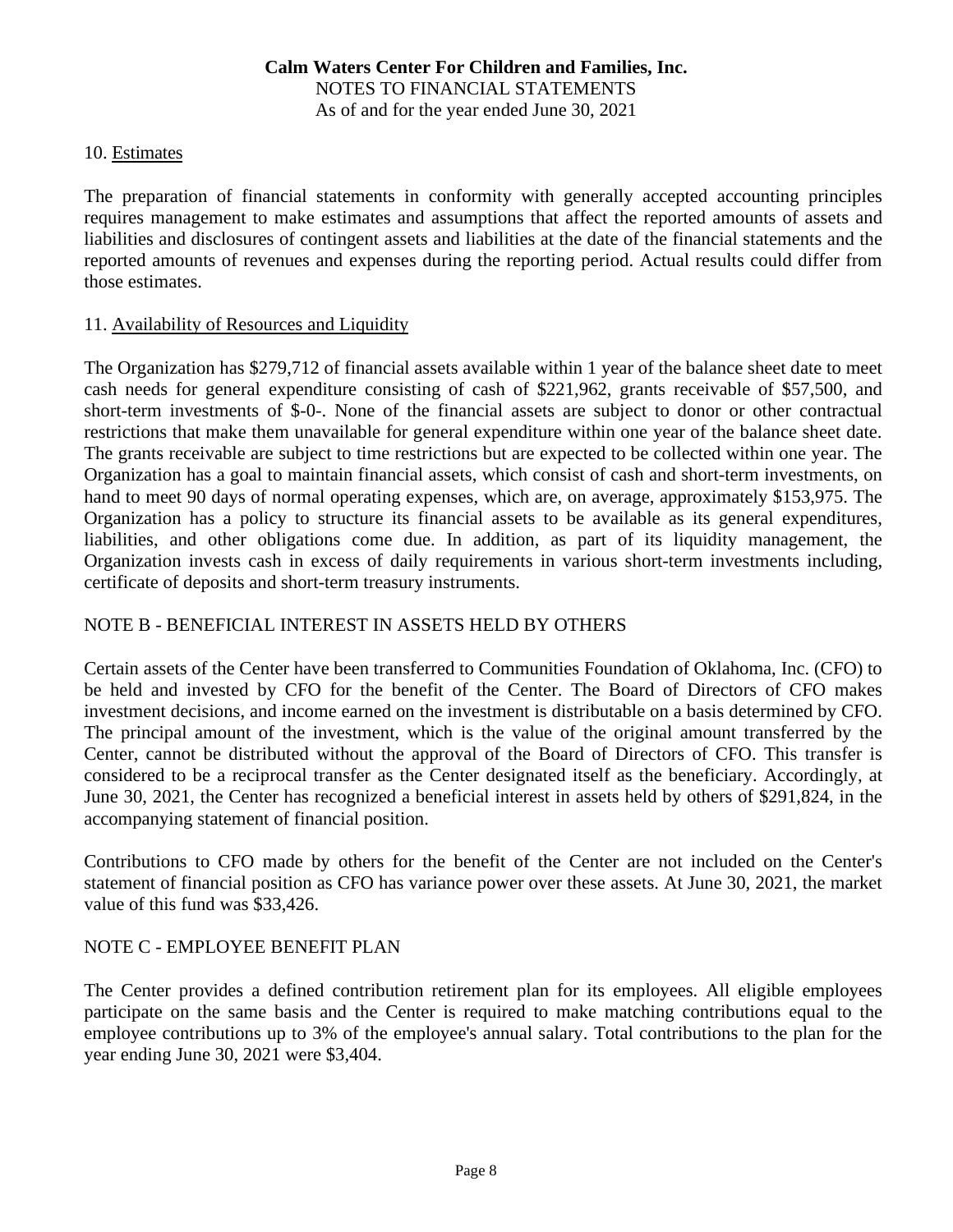**Calm Waters Center For Children and Families, Inc.**
NOTES TO FINANCIAL STATEMENTS
As of and for the year ended June 30, 2021

10. Estimates

The preparation of financial statements in conformity with generally accepted accounting principles requires management to make estimates and assumptions that affect the reported amounts of assets and liabilities and disclosures of contingent assets and liabilities at the date of the financial statements and the reported amounts of revenues and expenses during the reporting period. Actual results could differ from those estimates.

11. Availability of Resources and Liquidity

The Organization has $279,712 of financial assets available within 1 year of the balance sheet date to meet cash needs for general expenditure consisting of cash of $221,962, grants receivable of $57,500, and short-term investments of $-0-. None of the financial assets are subject to donor or other contractual restrictions that make them unavailable for general expenditure within one year of the balance sheet date. The grants receivable are subject to time restrictions but are expected to be collected within one year. The Organization has a goal to maintain financial assets, which consist of cash and short-term investments, on hand to meet 90 days of normal operating expenses, which are, on average, approximately $153,975. The Organization has a policy to structure its financial assets to be available as its general expenditures, liabilities, and other obligations come due. In addition, as part of its liquidity management, the Organization invests cash in excess of daily requirements in various short-term investments including, certificate of deposits and short-term treasury instruments.

## NOTE B - BENEFICIAL INTEREST IN ASSETS HELD BY OTHERS

Certain assets of the Center have been transferred to Communities Foundation of Oklahoma, Inc. (CFO) to be held and invested by CFO for the benefit of the Center. The Board of Directors of CFO makes investment decisions, and income earned on the investment is distributable on a basis determined by CFO. The principal amount of the investment, which is the value of the original amount transferred by the Center, cannot be distributed without the approval of the Board of Directors of CFO. This transfer is considered to be a reciprocal transfer as the Center designated itself as the beneficiary. Accordingly, at June 30, 2021, the Center has recognized a beneficial interest in assets held by others of $291,824, in the accompanying statement of financial position.

Contributions to CFO made by others for the benefit of the Center are not included on the Center's statement of financial position as CFO has variance power over these assets. At June 30, 2021, the market value of this fund was $33,426.

## NOTE C - EMPLOYEE BENEFIT PLAN

The Center provides a defined contribution retirement plan for its employees. All eligible employees participate on the same basis and the Center is required to make matching contributions equal to the employee contributions up to 3% of the employee's annual salary. Total contributions to the plan for the year ending June 30, 2021 were $3,404.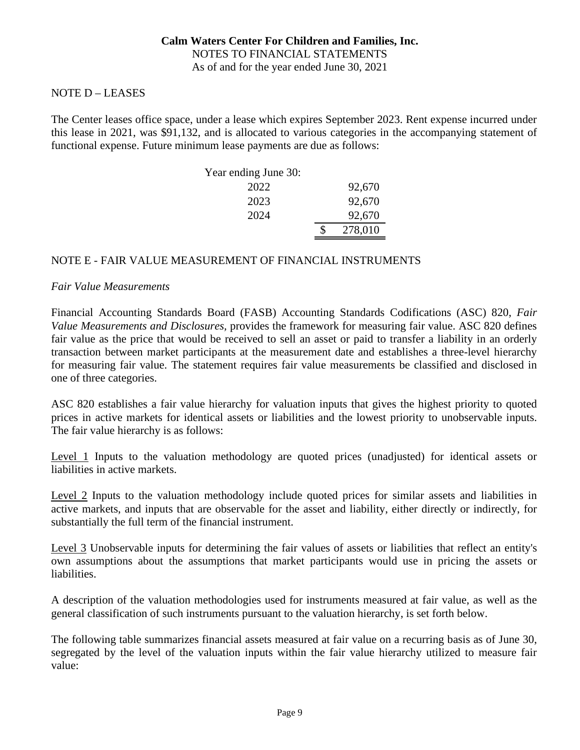**Calm Waters Center For Children and Families, Inc.**
NOTES TO FINANCIAL STATEMENTS
As of and for the year ended June 30, 2021

NOTE D – LEASES

The Center leases office space, under a lease which expires September 2023. Rent expense incurred under this lease in 2021, was $91,132, and is allocated to various categories in the accompanying statement of functional expense. Future minimum lease payments are due as follows:

| Year ending June 30: | |
|---|---|
| 2022 | 92,670 |
| 2023 | 92,670 |
| 2024 | 92,670 |
| | $ 278,010 |

NOTE E - FAIR VALUE MEASUREMENT OF FINANCIAL INSTRUMENTS

*Fair Value Measurements*

Financial Accounting Standards Board (FASB) Accounting Standards Codifications (ASC) 820, *Fair Value Measurements and Disclosures,* provides the framework for measuring fair value. ASC 820 defines fair value as the price that would be received to sell an asset or paid to transfer a liability in an orderly transaction between market participants at the measurement date and establishes a three-level hierarchy for measuring fair value. The statement requires fair value measurements be classified and disclosed in one of three categories.

ASC 820 establishes a fair value hierarchy for valuation inputs that gives the highest priority to quoted prices in active markets for identical assets or liabilities and the lowest priority to unobservable inputs. The fair value hierarchy is as follows:

Level 1 Inputs to the valuation methodology are quoted prices (unadjusted) for identical assets or liabilities in active markets.

Level 2 Inputs to the valuation methodology include quoted prices for similar assets and liabilities in active markets, and inputs that are observable for the asset and liability, either directly or indirectly, for substantially the full term of the financial instrument.

Level 3 Unobservable inputs for determining the fair values of assets or liabilities that reflect an entity's own assumptions about the assumptions that market participants would use in pricing the assets or liabilities.

A description of the valuation methodologies used for instruments measured at fair value, as well as the general classification of such instruments pursuant to the valuation hierarchy, is set forth below.

The following table summarizes financial assets measured at fair value on a recurring basis as of June 30, segregated by the level of the valuation inputs within the fair value hierarchy utilized to measure fair value: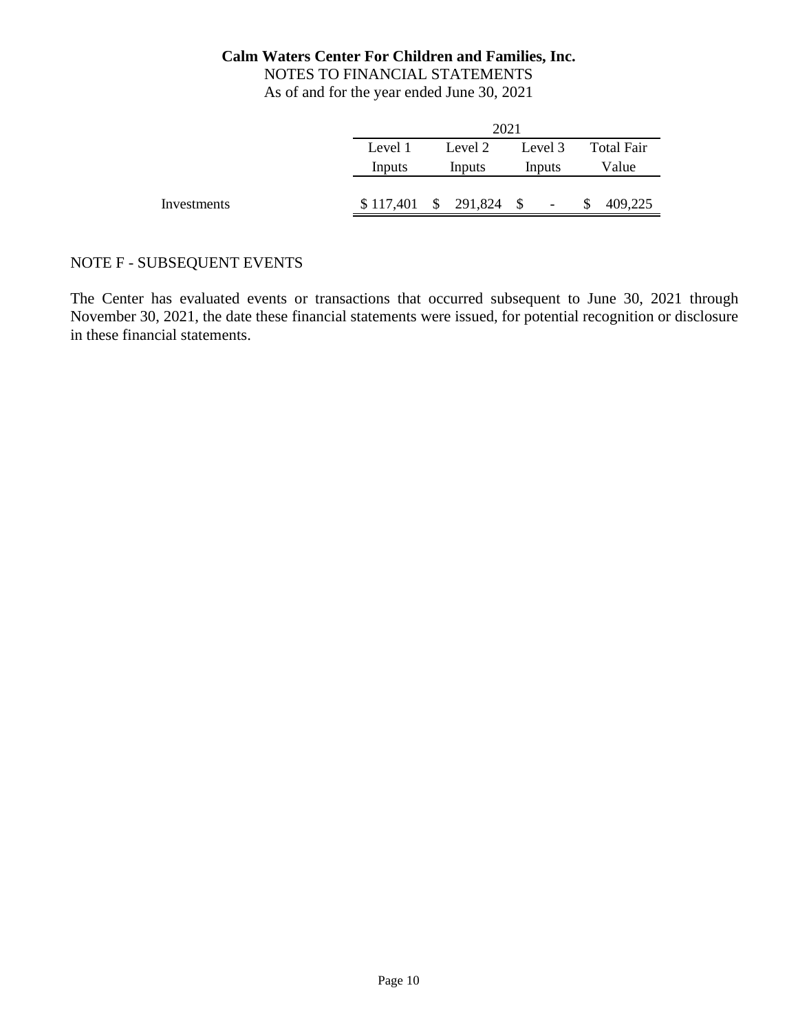**Calm Waters Center For Children and Families, Inc.**
NOTES TO FINANCIAL STATEMENTS
As of and for the year ended June 30, 2021

| | 2021 | | | |
|---|---|---|---|---|
| | Level 1 Inputs | Level 2 Inputs | Level 3 Inputs | Total Fair Value |
| Investments | $ 117,401 | $ 291,824 | $ - | $ 409,225 |

NOTE F - SUBSEQUENT EVENTS

The Center has evaluated events or transactions that occurred subsequent to June 30, 2021 through November 30, 2021, the date these financial statements were issued, for potential recognition or disclosure in these financial statements.